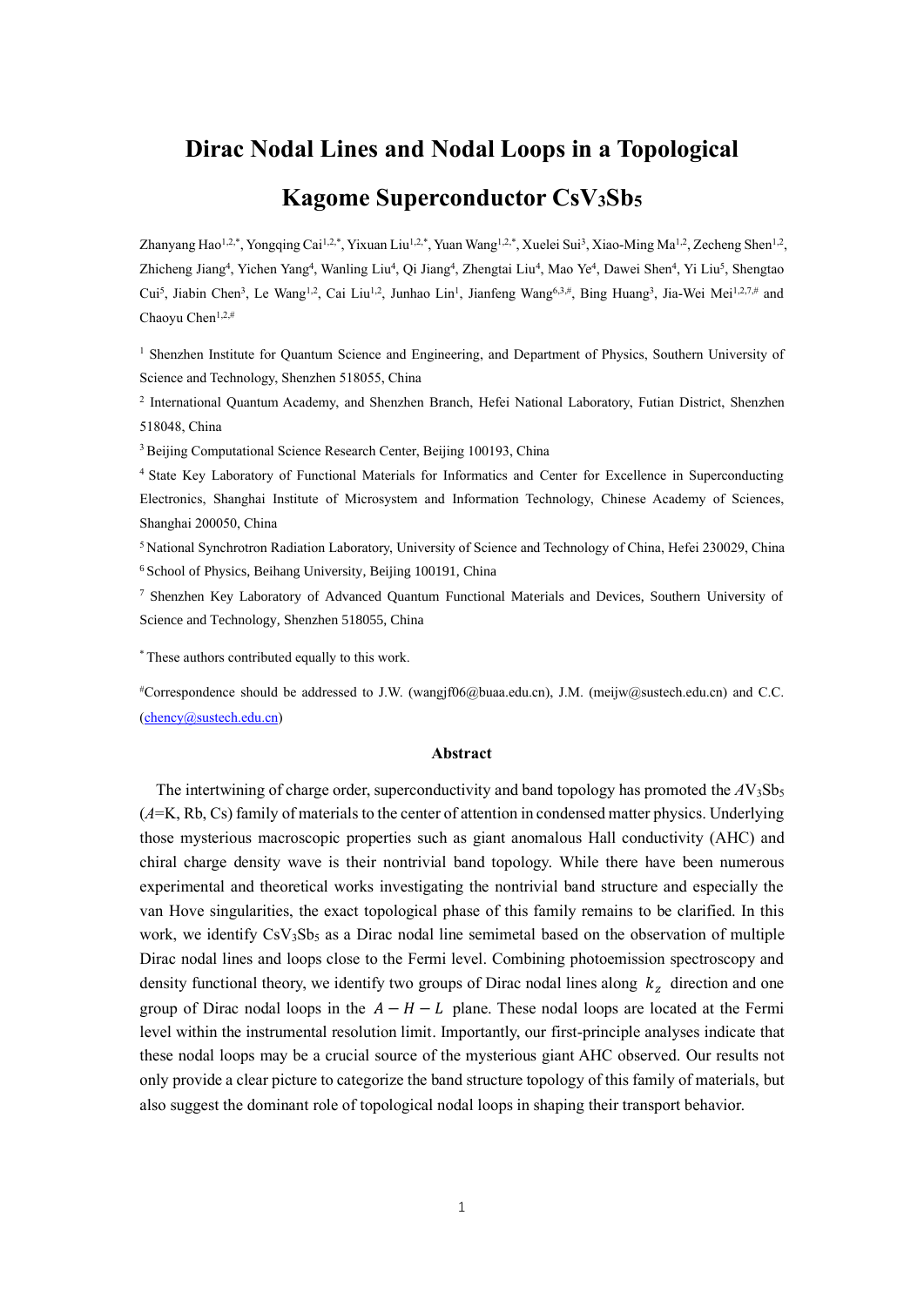# Dirac Nodal Lines and Nodal Loops in a Topological Kagome Superconductor $CsV_3Sb_5$

Zhanyang Hao[1,2,*], Yongqing Cai[1,2,*], Yixuan Liu[1,2,*], Yuan Wang[1,2,*], Xuelei Sui[3], Xiao-Ming Ma[1,2], Zecheng Shen[1,2], Zhicheng Jiang[4], Yichen Yang[4], Wanling Liu[4], Qi Jiang[4], Zhengtai Liu[4], Mao Ye[4], Dawei Shen[4], Yi Liu[5], Shengtao Cui[5], Jiabin Chen[3], Le Wang[1,2], Cai Liu[1,2], Junhao Lin[1], Jianfeng Wang[6,3,#], Bing Huang[3], Jia-Wei Mei[1,2,7,#] and Chaoyu Chen[1,2,#]

[1] Shenzhen Institute for Quantum Science and Engineering, and Department of Physics, Southern University of Science and Technology, Shenzhen 518055, China

[2] International Quantum Academy, and Shenzhen Branch, Hefei National Laboratory, Futian District, Shenzhen 518048, China

[3] Beijing Computational Science Research Center, Beijing 100193, China

[4] State Key Laboratory of Functional Materials for Informatics and Center for Excellence in Superconducting Electronics, Shanghai Institute of Microsystem and Information Technology, Chinese Academy of Sciences, Shanghai 200050, China

[5] National Synchrotron Radiation Laboratory, University of Science and Technology of China, Hefei 230029, China

[6] School of Physics, Beihang University, Beijing 100191, China

[7] Shenzhen Key Laboratory of Advanced Quantum Functional Materials and Devices, Southern University of Science and Technology, Shenzhen 518055, China

[*] These authors contributed equally to this work.

[#]Correspondence should be addressed to J.W. (wangjf06@buaa.edu.cn), J.M. (meijw@sustech.edu.cn) and C.C. (chency@sustech.edu.cn)

## Abstract

The intertwining of charge order, superconductivity and band topology has promoted the $AV_3Sb_5$ ($A$=K, Rb, Cs) family of materials to the center of attention in condensed matter physics. Underlying those mysterious macroscopic properties such as giant anomalous Hall conductivity (AHC) and chiral charge density wave is their nontrivial band topology. While there have been numerous experimental and theoretical works investigating the nontrivial band structure and especially the van Hove singularities, the exact topological phase of this family remains to be clarified. In this work, we identify $CsV_3Sb_5$ as a Dirac nodal line semimetal based on the observation of multiple Dirac nodal lines and loops close to the Fermi level. Combining photoemission spectroscopy and density functional theory, we identify two groups of Dirac nodal lines along $k_z$ direction and one group of Dirac nodal loops in the $A-H-L$ plane. These nodal loops are located at the Fermi level within the instrumental resolution limit. Importantly, our first-principle analyses indicate that these nodal loops may be a crucial source of the mysterious giant AHC observed. Our results not only provide a clear picture to categorize the band structure topology of this family of materials, but also suggest the dominant role of topological nodal loops in shaping their transport behavior.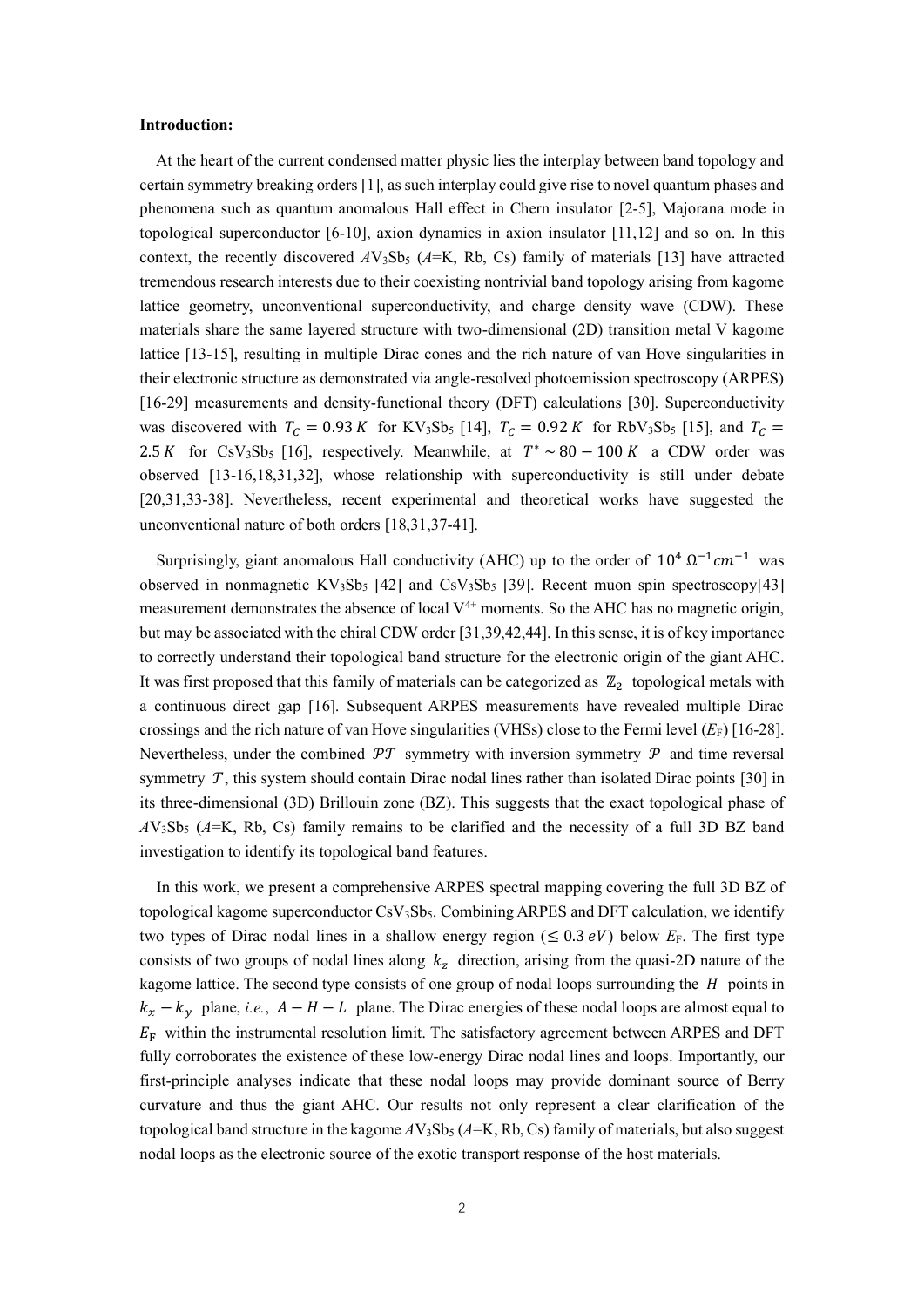**Introduction:**

At the heart of the current condensed matter physic lies the interplay between band topology and certain symmetry breaking orders [1], as such interplay could give rise to novel quantum phases and phenomena such as quantum anomalous Hall effect in Chern insulator [2-5], Majorana mode in topological superconductor [6-10], axion dynamics in axion insulator [11,12] and so on. In this context, the recently discovered $AV_3Sb_5$ ($A$=K, Rb, Cs) family of materials [13] have attracted tremendous research interests due to their coexisting nontrivial band topology arising from kagome lattice geometry, unconventional superconductivity, and charge density wave (CDW). These materials share the same layered structure with two-dimensional (2D) transition metal V kagome lattice [13-15], resulting in multiple Dirac cones and the rich nature of van Hove singularities in their electronic structure as demonstrated via angle-resolved photoemission spectroscopy (ARPES) [16-29] measurements and density-functional theory (DFT) calculations [30]. Superconductivity was discovered with $T_C = 0.93\,K$ for $KV_3Sb_5$ [14], $T_C = 0.92\,K$ for $RbV_3Sb_5$ [15], and $T_C = 2.5\,K$ for $CsV_3Sb_5$ [16], respectively. Meanwhile, at $T^* \sim 80 - 100\,K$ a CDW order was observed [13-16,18,31,32], whose relationship with superconductivity is still under debate [20,31,33-38]. Nevertheless, recent experimental and theoretical works have suggested the unconventional nature of both orders [18,31,37-41].

Surprisingly, giant anomalous Hall conductivity (AHC) up to the order of $10^4\ \Omega^{-1}cm^{-1}$ was observed in nonmagnetic $KV_3Sb_5$ [42] and $CsV_3Sb_5$ [39]. Recent muon spin spectroscopy[43] measurement demonstrates the absence of local $V^{4+}$ moments. So the AHC has no magnetic origin, but may be associated with the chiral CDW order [31,39,42,44]. In this sense, it is of key importance to correctly understand their topological band structure for the electronic origin of the giant AHC. It was first proposed that this family of materials can be categorized as $\mathbb{Z}_2$ topological metals with a continuous direct gap [16]. Subsequent ARPES measurements have revealed multiple Dirac crossings and the rich nature of van Hove singularities (VHSs) close to the Fermi level ($E_F$) [16-28]. Nevertheless, under the combined $\mathcal{PT}$ symmetry with inversion symmetry $\mathcal{P}$ and time reversal symmetry $\mathcal{T}$, this system should contain Dirac nodal lines rather than isolated Dirac points [30] in its three-dimensional (3D) Brillouin zone (BZ). This suggests that the exact topological phase of $AV_3Sb_5$ ($A$=K, Rb, Cs) family remains to be clarified and the necessity of a full 3D BZ band investigation to identify its topological band features.

In this work, we present a comprehensive ARPES spectral mapping covering the full 3D BZ of topological kagome superconductor $CsV_3Sb_5$. Combining ARPES and DFT calculation, we identify two types of Dirac nodal lines in a shallow energy region ($\leq 0.3\,eV$) below $E_F$. The first type consists of two groups of nodal lines along $k_z$ direction, arising from the quasi-2D nature of the kagome lattice. The second type consists of one group of nodal loops surrounding the $H$ points in $k_x - k_y$ plane, *i.e.*, $A - H - L$ plane. The Dirac energies of these nodal loops are almost equal to $E_F$ within the instrumental resolution limit. The satisfactory agreement between ARPES and DFT fully corroborates the existence of these low-energy Dirac nodal lines and loops. Importantly, our first-principle analyses indicate that these nodal loops may provide dominant source of Berry curvature and thus the giant AHC. Our results not only represent a clear clarification of the topological band structure in the kagome $AV_3Sb_5$ ($A$=K, Rb, Cs) family of materials, but also suggest nodal loops as the electronic source of the exotic transport response of the host materials.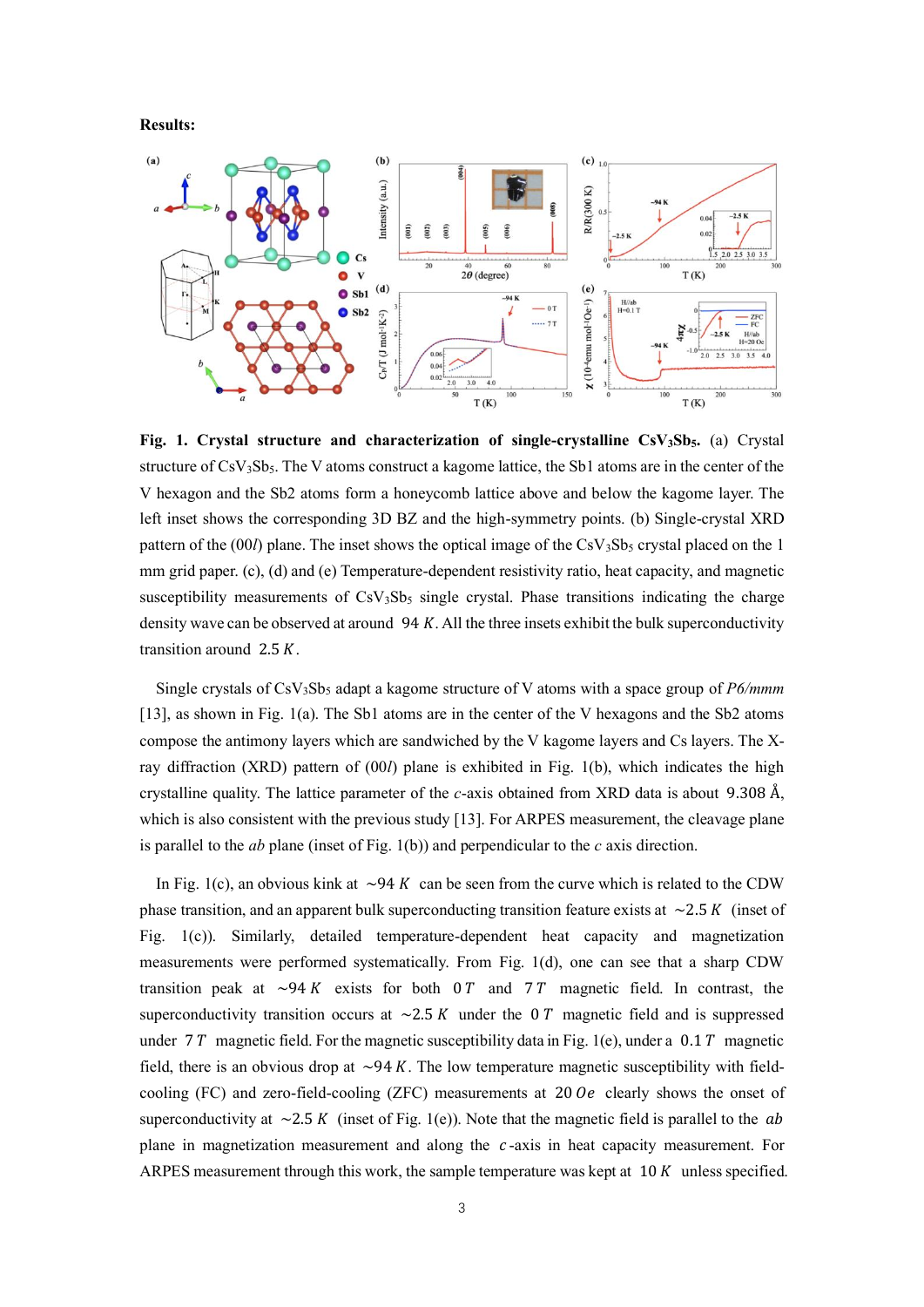**Results:**

**Fig. 1. Crystal structure and characterization of single-crystalline $CsV_3Sb_5$.** (a) Crystal structure of $CsV_3Sb_5$. The V atoms construct a kagome lattice, the Sb1 atoms are in the center of the V hexagon and the Sb2 atoms form a honeycomb lattice above and below the kagome layer. The left inset shows the corresponding 3D BZ and the high-symmetry points. (b) Single-crystal XRD pattern of the (00*l*) plane. The inset shows the optical image of the $CsV_3Sb_5$ crystal placed on the 1 mm grid paper. (c), (d) and (e) Temperature-dependent resistivity ratio, heat capacity, and magnetic susceptibility measurements of $CsV_3Sb_5$ single crystal. Phase transitions indicating the charge density wave can be observed at around $94\ K$. All the three insets exhibit the bulk superconductivity transition around $2.5\ K$.

Single crystals of $CsV_3Sb_5$ adapt a kagome structure of V atoms with a space group of *P6/mmm* [13], as shown in Fig. 1(a). The Sb1 atoms are in the center of the V hexagons and the Sb2 atoms compose the antimony layers which are sandwiched by the V kagome layers and Cs layers. The X-ray diffraction (XRD) pattern of (00*l*) plane is exhibited in Fig. 1(b), which indicates the high crystalline quality. The lattice parameter of the *c*-axis obtained from XRD data is about 9.308 Å, which is also consistent with the previous study [13]. For ARPES measurement, the cleavage plane is parallel to the *ab* plane (inset of Fig. 1(b)) and perpendicular to the *c* axis direction.

In Fig. 1(c), an obvious kink at $\sim 94\ K$ can be seen from the curve which is related to the CDW phase transition, and an apparent bulk superconducting transition feature exists at $\sim 2.5\ K$ (inset of Fig. 1(c)). Similarly, detailed temperature-dependent heat capacity and magnetization measurements were performed systematically. From Fig. 1(d), one can see that a sharp CDW transition peak at $\sim 94\ K$ exists for both $0\ T$ and $7\ T$ magnetic field. In contrast, the superconductivity transition occurs at $\sim 2.5\ K$ under the $0\ T$ magnetic field and is suppressed under $7\ T$ magnetic field. For the magnetic susceptibility data in Fig. 1(e), under a $0.1\ T$ magnetic field, there is an obvious drop at $\sim 94\ K$. The low temperature magnetic susceptibility with field-cooling (FC) and zero-field-cooling (ZFC) measurements at $20\ Oe$ clearly shows the onset of superconductivity at $\sim 2.5\ K$ (inset of Fig. 1(e)). Note that the magnetic field is parallel to the $ab$ plane in magnetization measurement and along the $c$-axis in heat capacity measurement. For ARPES measurement through this work, the sample temperature was kept at $10\ K$ unless specified.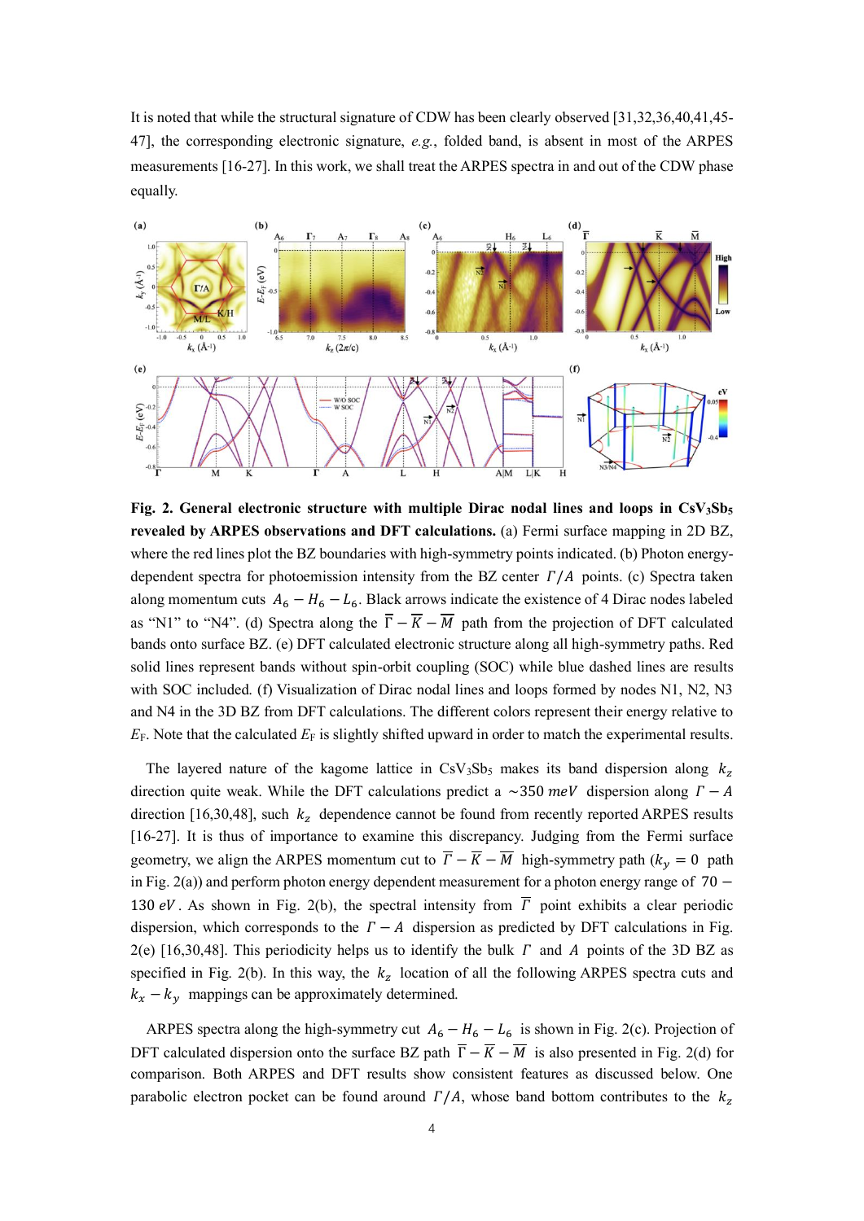It is noted that while the structural signature of CDW has been clearly observed [31,32,36,40,41,45-47], the corresponding electronic signature, *e.g.*, folded band, is absent in most of the ARPES measurements [16-27]. In this work, we shall treat the ARPES spectra in and out of the CDW phase equally.

**Fig. 2. General electronic structure with multiple Dirac nodal lines and loops in $CsV_3Sb_5$ revealed by ARPES observations and DFT calculations.** (a) Fermi surface mapping in 2D BZ, where the red lines plot the BZ boundaries with high-symmetry points indicated. (b) Photon energy-dependent spectra for photoemission intensity from the BZ center $\Gamma/A$ points. (c) Spectra taken along momentum cuts $A_6 - H_6 - L_6$. Black arrows indicate the existence of 4 Dirac nodes labeled as "N1" to "N4". (d) Spectra along the $\overline{\Gamma} - \overline{K} - \overline{M}$ path from the projection of DFT calculated bands onto surface BZ. (e) DFT calculated electronic structure along all high-symmetry paths. Red solid lines represent bands without spin-orbit coupling (SOC) while blue dashed lines are results with SOC included. (f) Visualization of Dirac nodal lines and loops formed by nodes N1, N2, N3 and N4 in the 3D BZ from DFT calculations. The different colors represent their energy relative to $E_F$. Note that the calculated $E_F$ is slightly shifted upward in order to match the experimental results.

The layered nature of the kagome lattice in $CsV_3Sb_5$ makes its band dispersion along $k_z$ direction quite weak. While the DFT calculations predict a $\sim 350\ meV$ dispersion along $\Gamma - A$ direction [16,30,48], such $k_z$ dependence cannot be found from recently reported ARPES results [16-27]. It is thus of importance to examine this discrepancy. Judging from the Fermi surface geometry, we align the ARPES momentum cut to $\overline{\Gamma} - \overline{K} - \overline{M}$ high-symmetry path ($k_y = 0$ path in Fig. 2(a)) and perform photon energy dependent measurement for a photon energy range of $70 - 130\ eV$. As shown in Fig. 2(b), the spectral intensity from $\overline{\Gamma}$ point exhibits a clear periodic dispersion, which corresponds to the $\Gamma - A$ dispersion as predicted by DFT calculations in Fig. 2(e) [16,30,48]. This periodicity helps us to identify the bulk $\Gamma$ and $A$ points of the 3D BZ as specified in Fig. 2(b). In this way, the $k_z$ location of all the following ARPES spectra cuts and $k_x - k_y$ mappings can be approximately determined.

ARPES spectra along the high-symmetry cut $A_6 - H_6 - L_6$ is shown in Fig. 2(c). Projection of DFT calculated dispersion onto the surface BZ path $\overline{\Gamma} - \overline{K} - \overline{M}$ is also presented in Fig. 2(d) for comparison. Both ARPES and DFT results show consistent features as discussed below. One parabolic electron pocket can be found around $\Gamma/A$, whose band bottom contributes to the $k_z$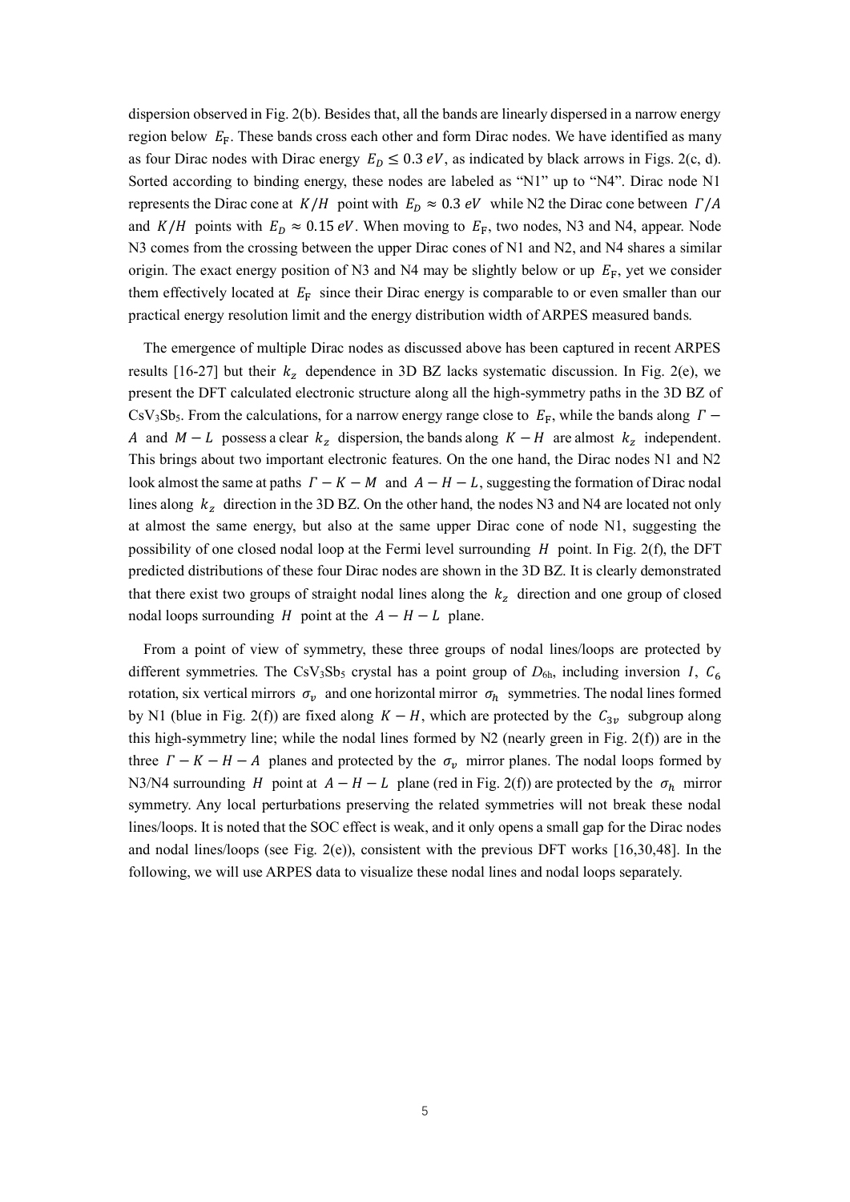dispersion observed in Fig. 2(b). Besides that, all the bands are linearly dispersed in a narrow energy region below $E_{\mathrm{F}}$. These bands cross each other and form Dirac nodes. We have identified as many as four Dirac nodes with Dirac energy $E_D \leq 0.3\ eV$, as indicated by black arrows in Figs. 2(c, d). Sorted according to binding energy, these nodes are labeled as "N1" up to "N4". Dirac node N1 represents the Dirac cone at $K/H$ point with $E_D \approx 0.3\ eV$ while N2 the Dirac cone between $\Gamma/A$ and $K/H$ points with $E_D \approx 0.15\ eV$. When moving to $E_{\mathrm{F}}$, two nodes, N3 and N4, appear. Node N3 comes from the crossing between the upper Dirac cones of N1 and N2, and N4 shares a similar origin. The exact energy position of N3 and N4 may be slightly below or up $E_{\mathrm{F}}$, yet we consider them effectively located at $E_{\mathrm{F}}$ since their Dirac energy is comparable to or even smaller than our practical energy resolution limit and the energy distribution width of ARPES measured bands.

The emergence of multiple Dirac nodes as discussed above has been captured in recent ARPES results [16-27] but their $k_z$ dependence in 3D BZ lacks systematic discussion. In Fig. 2(e), we present the DFT calculated electronic structure along all the high-symmetry paths in the 3D BZ of $CsV_3Sb_5$. From the calculations, for a narrow energy range close to $E_{\mathrm{F}}$, while the bands along $\Gamma - A$ and $M - L$ possess a clear $k_z$ dispersion, the bands along $K - H$ are almost $k_z$ independent. This brings about two important electronic features. On the one hand, the Dirac nodes N1 and N2 look almost the same at paths $\Gamma - K - M$ and $A - H - L$, suggesting the formation of Dirac nodal lines along $k_z$ direction in the 3D BZ. On the other hand, the nodes N3 and N4 are located not only at almost the same energy, but also at the same upper Dirac cone of node N1, suggesting the possibility of one closed nodal loop at the Fermi level surrounding $H$ point. In Fig. 2(f), the DFT predicted distributions of these four Dirac nodes are shown in the 3D BZ. It is clearly demonstrated that there exist two groups of straight nodal lines along the $k_z$ direction and one group of closed nodal loops surrounding $H$ point at the $A - H - L$ plane.

From a point of view of symmetry, these three groups of nodal lines/loops are protected by different symmetries. The $CsV_3Sb_5$ crystal has a point group of $D_{6h}$, including inversion $I$, $C_6$ rotation, six vertical mirrors $\sigma_v$ and one horizontal mirror $\sigma_h$ symmetries. The nodal lines formed by N1 (blue in Fig. 2(f)) are fixed along $K - H$, which are protected by the $C_{3v}$ subgroup along this high-symmetry line; while the nodal lines formed by N2 (nearly green in Fig. 2(f)) are in the three $\Gamma - K - H - A$ planes and protected by the $\sigma_v$ mirror planes. The nodal loops formed by N3/N4 surrounding $H$ point at $A - H - L$ plane (red in Fig. 2(f)) are protected by the $\sigma_h$ mirror symmetry. Any local perturbations preserving the related symmetries will not break these nodal lines/loops. It is noted that the SOC effect is weak, and it only opens a small gap for the Dirac nodes and nodal lines/loops (see Fig. 2(e)), consistent with the previous DFT works [16,30,48]. In the following, we will use ARPES data to visualize these nodal lines and nodal loops separately.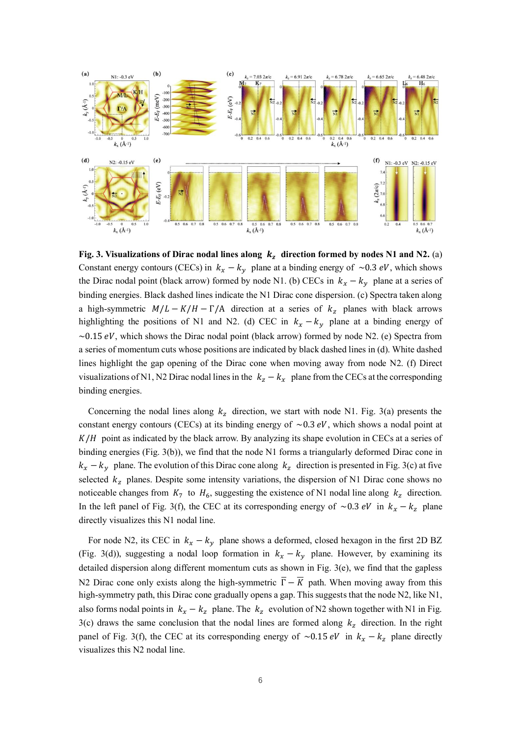**Fig. 3. Visualizations of Dirac nodal lines along $k_z$ direction formed by nodes N1 and N2.** (a) Constant energy contours (CECs) in $k_x - k_y$ plane at a binding energy of $\sim 0.3\ eV$, which shows the Dirac nodal point (black arrow) formed by node N1. (b) CECs in $k_x - k_y$ plane at a series of binding energies. Black dashed lines indicate the N1 Dirac cone dispersion. (c) Spectra taken along a high-symmetric $M/L - K/H - \Gamma/A$ direction at a series of $k_z$ planes with black arrows highlighting the positions of N1 and N2. (d) CEC in $k_x - k_y$ plane at a binding energy of $\sim 0.15\ eV$, which shows the Dirac nodal point (black arrow) formed by node N2. (e) Spectra from a series of momentum cuts whose positions are indicated by black dashed lines in (d). White dashed lines highlight the gap opening of the Dirac cone when moving away from node N2. (f) Direct visualizations of N1, N2 Dirac nodal lines in the $k_z - k_x$ plane from the CECs at the corresponding binding energies.

Concerning the nodal lines along $k_z$ direction, we start with node N1. Fig. 3(a) presents the constant energy contours (CECs) at its binding energy of $\sim 0.3\ eV$, which shows a nodal point at $K/H$ point as indicated by the black arrow. By analyzing its shape evolution in CECs at a series of binding energies (Fig. 3(b)), we find that the node N1 forms a triangularly deformed Dirac cone in $k_x - k_y$ plane. The evolution of this Dirac cone along $k_z$ direction is presented in Fig. 3(c) at five selected $k_z$ planes. Despite some intensity variations, the dispersion of N1 Dirac cone shows no noticeable changes from $K_7$ to $H_6$, suggesting the existence of N1 nodal line along $k_z$ direction. In the left panel of Fig. 3(f), the CEC at its corresponding energy of $\sim 0.3\ eV$ in $k_x - k_z$ plane directly visualizes this N1 nodal line.

For node N2, its CEC in $k_x - k_y$ plane shows a deformed, closed hexagon in the first 2D BZ (Fig. 3(d)), suggesting a nodal loop formation in $k_x - k_y$ plane. However, by examining its detailed dispersion along different momentum cuts as shown in Fig. 3(e), we find that the gapless N2 Dirac cone only exists along the high-symmetric $\overline{\Gamma} - \overline{K}$ path. When moving away from this high-symmetry path, this Dirac cone gradually opens a gap. This suggests that the node N2, like N1, also forms nodal points in $k_x - k_z$ plane. The $k_z$ evolution of N2 shown together with N1 in Fig. 3(c) draws the same conclusion that the nodal lines are formed along $k_z$ direction. In the right panel of Fig. 3(f), the CEC at its corresponding energy of $\sim 0.15\ eV$ in $k_x - k_z$ plane directly visualizes this N2 nodal line.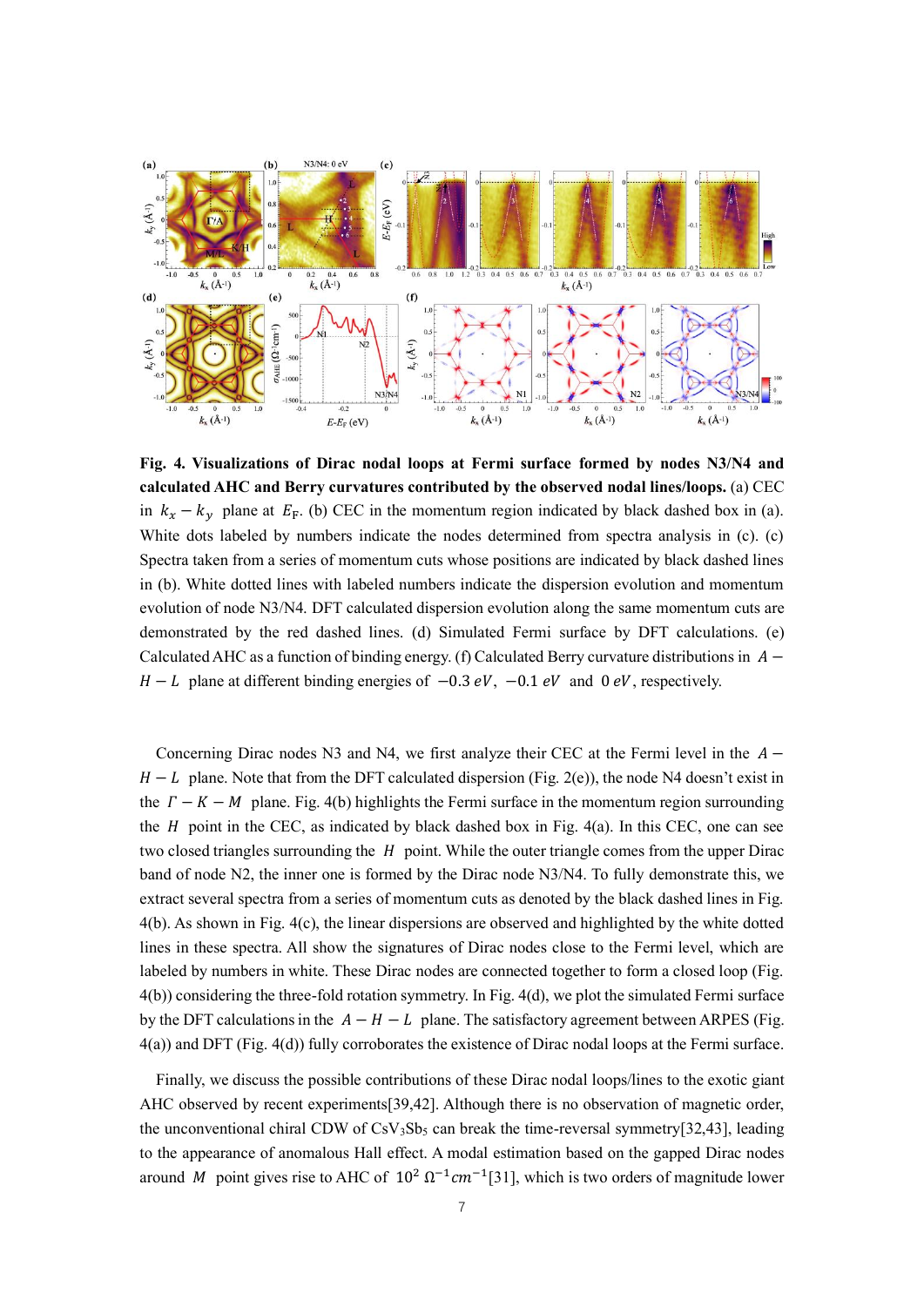**Fig. 4. Visualizations of Dirac nodal loops at Fermi surface formed by nodes N3/N4 and calculated AHC and Berry curvatures contributed by the observed nodal lines/loops.** (a) CEC in $k_x - k_y$ plane at $E_F$. (b) CEC in the momentum region indicated by black dashed box in (a). White dots labeled by numbers indicate the nodes determined from spectra analysis in (c). (c) Spectra taken from a series of momentum cuts whose positions are indicated by black dashed lines in (b). White dotted lines with labeled numbers indicate the dispersion evolution and momentum evolution of node N3/N4. DFT calculated dispersion evolution along the same momentum cuts are demonstrated by the red dashed lines. (d) Simulated Fermi surface by DFT calculations. (e) Calculated AHC as a function of binding energy. (f) Calculated Berry curvature distributions in $A - H - L$ plane at different binding energies of $-0.3\ eV$, $-0.1\ eV$ and $0\ eV$, respectively.

Concerning Dirac nodes N3 and N4, we first analyze their CEC at the Fermi level in the $A - H - L$ plane. Note that from the DFT calculated dispersion (Fig. 2(e)), the node N4 doesn't exist in the $\Gamma - K - M$ plane. Fig. 4(b) highlights the Fermi surface in the momentum region surrounding the $H$ point in the CEC, as indicated by black dashed box in Fig. 4(a). In this CEC, one can see two closed triangles surrounding the $H$ point. While the outer triangle comes from the upper Dirac band of node N2, the inner one is formed by the Dirac node N3/N4. To fully demonstrate this, we extract several spectra from a series of momentum cuts as denoted by the black dashed lines in Fig. 4(b). As shown in Fig. 4(c), the linear dispersions are observed and highlighted by the white dotted lines in these spectra. All show the signatures of Dirac nodes close to the Fermi level, which are labeled by numbers in white. These Dirac nodes are connected together to form a closed loop (Fig. 4(b)) considering the three-fold rotation symmetry. In Fig. 4(d), we plot the simulated Fermi surface by the DFT calculations in the $A - H - L$ plane. The satisfactory agreement between ARPES (Fig. 4(a)) and DFT (Fig. 4(d)) fully corroborates the existence of Dirac nodal loops at the Fermi surface.

Finally, we discuss the possible contributions of these Dirac nodal loops/lines to the exotic giant AHC observed by recent experiments[39,42]. Although there is no observation of magnetic order, the unconventional chiral CDW of $CsV_3Sb_5$ can break the time-reversal symmetry[32,43], leading to the appearance of anomalous Hall effect. A modal estimation based on the gapped Dirac nodes around $M$ point gives rise to AHC of $10^2\ \Omega^{-1}cm^{-1}$[31], which is two orders of magnitude lower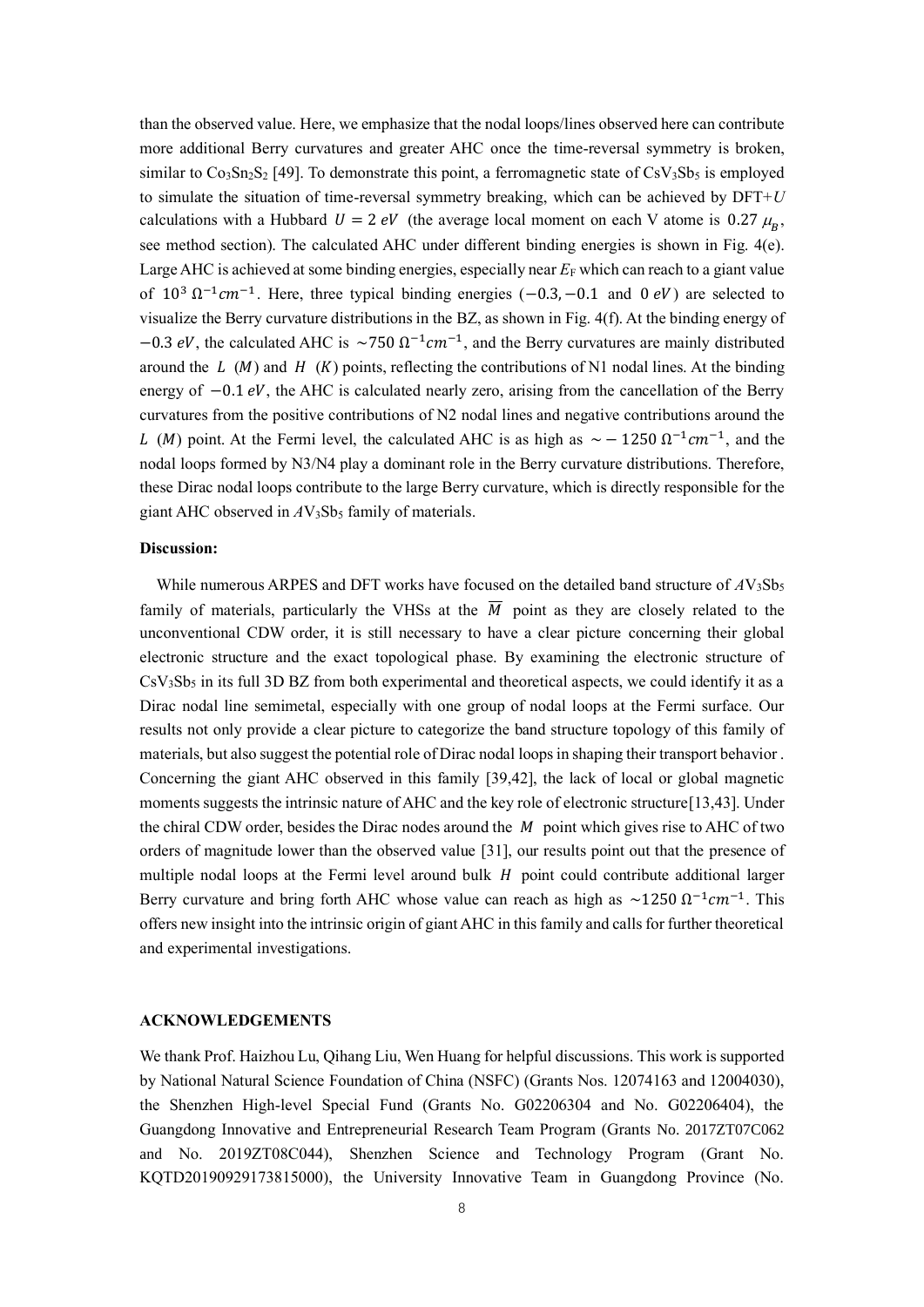than the observed value. Here, we emphasize that the nodal loops/lines observed here can contribute more additional Berry curvatures and greater AHC once the time-reversal symmetry is broken, similar to $Co_3Sn_2S_2$ [49]. To demonstrate this point, a ferromagnetic state of $CsV_3Sb_5$ is employed to simulate the situation of time-reversal symmetry breaking, which can be achieved by DFT+$U$ calculations with a Hubbard $U = 2\ eV$ (the average local moment on each V atome is $0.27\ \mu_B$, see method section). The calculated AHC under different binding energies is shown in Fig. 4(e). Large AHC is achieved at some binding energies, especially near $E_F$ which can reach to a giant value of $10^3\ \Omega^{-1}cm^{-1}$. Here, three typical binding energies ($-0.3, -0.1$ and $0\ eV$) are selected to visualize the Berry curvature distributions in the BZ, as shown in Fig. 4(f). At the binding energy of $-0.3\ eV$, the calculated AHC is $\sim 750\ \Omega^{-1}cm^{-1}$, and the Berry curvatures are mainly distributed around the $L$ ($M$) and $H$ ($K$) points, reflecting the contributions of N1 nodal lines. At the binding energy of $-0.1\ eV$, the AHC is calculated nearly zero, arising from the cancellation of the Berry curvatures from the positive contributions of N2 nodal lines and negative contributions around the $L$ ($M$) point. At the Fermi level, the calculated AHC is as high as $\sim -1250\ \Omega^{-1}cm^{-1}$, and the nodal loops formed by N3/N4 play a dominant role in the Berry curvature distributions. Therefore, these Dirac nodal loops contribute to the large Berry curvature, which is directly responsible for the giant AHC observed in $AV_3Sb_5$ family of materials.

**Discussion:**

While numerous ARPES and DFT works have focused on the detailed band structure of $AV_3Sb_5$ family of materials, particularly the VHSs at the $\overline{M}$ point as they are closely related to the unconventional CDW order, it is still necessary to have a clear picture concerning their global electronic structure and the exact topological phase. By examining the electronic structure of $CsV_3Sb_5$ in its full 3D BZ from both experimental and theoretical aspects, we could identify it as a Dirac nodal line semimetal, especially with one group of nodal loops at the Fermi surface. Our results not only provide a clear picture to categorize the band structure topology of this family of materials, but also suggest the potential role of Dirac nodal loops in shaping their transport behavior . Concerning the giant AHC observed in this family [39,42], the lack of local or global magnetic moments suggests the intrinsic nature of AHC and the key role of electronic structure[13,43]. Under the chiral CDW order, besides the Dirac nodes around the $M$ point which gives rise to AHC of two orders of magnitude lower than the observed value [31], our results point out that the presence of multiple nodal loops at the Fermi level around bulk $H$ point could contribute additional larger Berry curvature and bring forth AHC whose value can reach as high as $\sim 1250\ \Omega^{-1}cm^{-1}$. This offers new insight into the intrinsic origin of giant AHC in this family and calls for further theoretical and experimental investigations.

**ACKNOWLEDGEMENTS**

We thank Prof. Haizhou Lu, Qihang Liu, Wen Huang for helpful discussions. This work is supported by National Natural Science Foundation of China (NSFC) (Grants Nos. 12074163 and 12004030), the Shenzhen High-level Special Fund (Grants No. G02206304 and No. G02206404), the Guangdong Innovative and Entrepreneurial Research Team Program (Grants No. 2017ZT07C062 and No. 2019ZT08C044), Shenzhen Science and Technology Program (Grant No. KQTD20190929173815000), the University Innovative Team in Guangdong Province (No.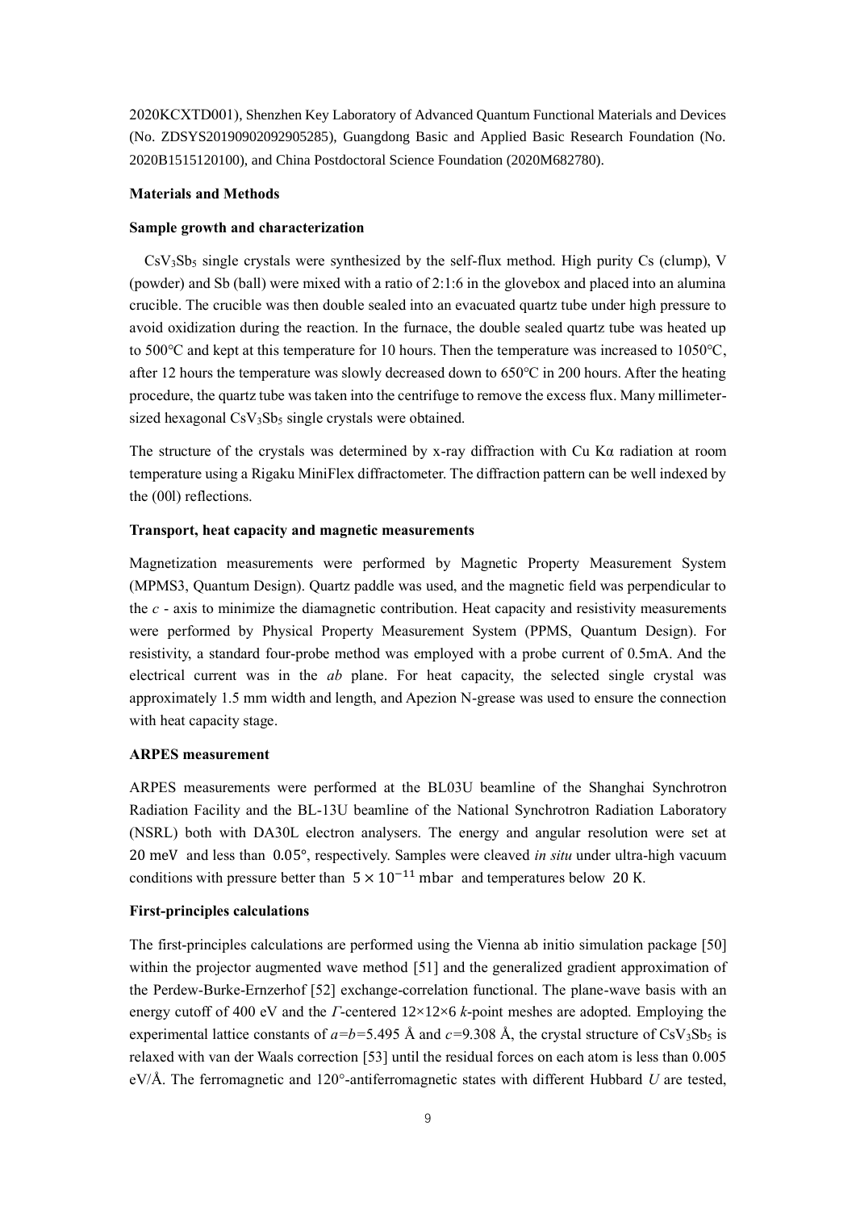2020KCXTD001), Shenzhen Key Laboratory of Advanced Quantum Functional Materials and Devices (No. ZDSYS20190902092905285), Guangdong Basic and Applied Basic Research Foundation (No. 2020B1515120100), and China Postdoctoral Science Foundation (2020M682780).

**Materials and Methods**

**Sample growth and characterization**

$CsV_3Sb_5$ single crystals were synthesized by the self-flux method. High purity Cs (clump), V (powder) and Sb (ball) were mixed with a ratio of 2:1:6 in the glovebox and placed into an alumina crucible. The crucible was then double sealed into an evacuated quartz tube under high pressure to avoid oxidization during the reaction. In the furnace, the double sealed quartz tube was heated up to 500°C and kept at this temperature for 10 hours. Then the temperature was increased to 1050°C, after 12 hours the temperature was slowly decreased down to 650°C in 200 hours. After the heating procedure, the quartz tube was taken into the centrifuge to remove the excess flux. Many millimeter-sized hexagonal $CsV_3Sb_5$ single crystals were obtained.

The structure of the crystals was determined by x-ray diffraction with Cu Kα radiation at room temperature using a Rigaku MiniFlex diffractometer. The diffraction pattern can be well indexed by the (00l) reflections.

**Transport, heat capacity and magnetic measurements**

Magnetization measurements were performed by Magnetic Property Measurement System (MPMS3, Quantum Design). Quartz paddle was used, and the magnetic field was perpendicular to the *c* - axis to minimize the diamagnetic contribution. Heat capacity and resistivity measurements were performed by Physical Property Measurement System (PPMS, Quantum Design). For resistivity, a standard four-probe method was employed with a probe current of 0.5mA. And the electrical current was in the *ab* plane. For heat capacity, the selected single crystal was approximately 1.5 mm width and length, and Apezion N-grease was used to ensure the connection with heat capacity stage.

**ARPES measurement**

ARPES measurements were performed at the BL03U beamline of the Shanghai Synchrotron Radiation Facility and the BL-13U beamline of the National Synchrotron Radiation Laboratory (NSRL) both with DA30L electron analysers. The energy and angular resolution were set at $20\ \mathrm{meV}$ and less than $0.05°$, respectively. Samples were cleaved *in situ* under ultra-high vacuum conditions with pressure better than $5 \times 10^{-11}\ \mathrm{mbar}$ and temperatures below $20\ \mathrm{K}$.

**First-principles calculations**

The first-principles calculations are performed using the Vienna ab initio simulation package [50] within the projector augmented wave method [51] and the generalized gradient approximation of the Perdew-Burke-Ernzerhof [52] exchange-correlation functional. The plane-wave basis with an energy cutoff of 400 eV and the $\Gamma$-centered 12×12×6 *k*-point meshes are adopted. Employing the experimental lattice constants of $a=b=5.495$ Å and $c=9.308$ Å, the crystal structure of $CsV_3Sb_5$ is relaxed with van der Waals correction [53] until the residual forces on each atom is less than 0.005 eV/Å. The ferromagnetic and 120°-antiferromagnetic states with different Hubbard $U$ are tested,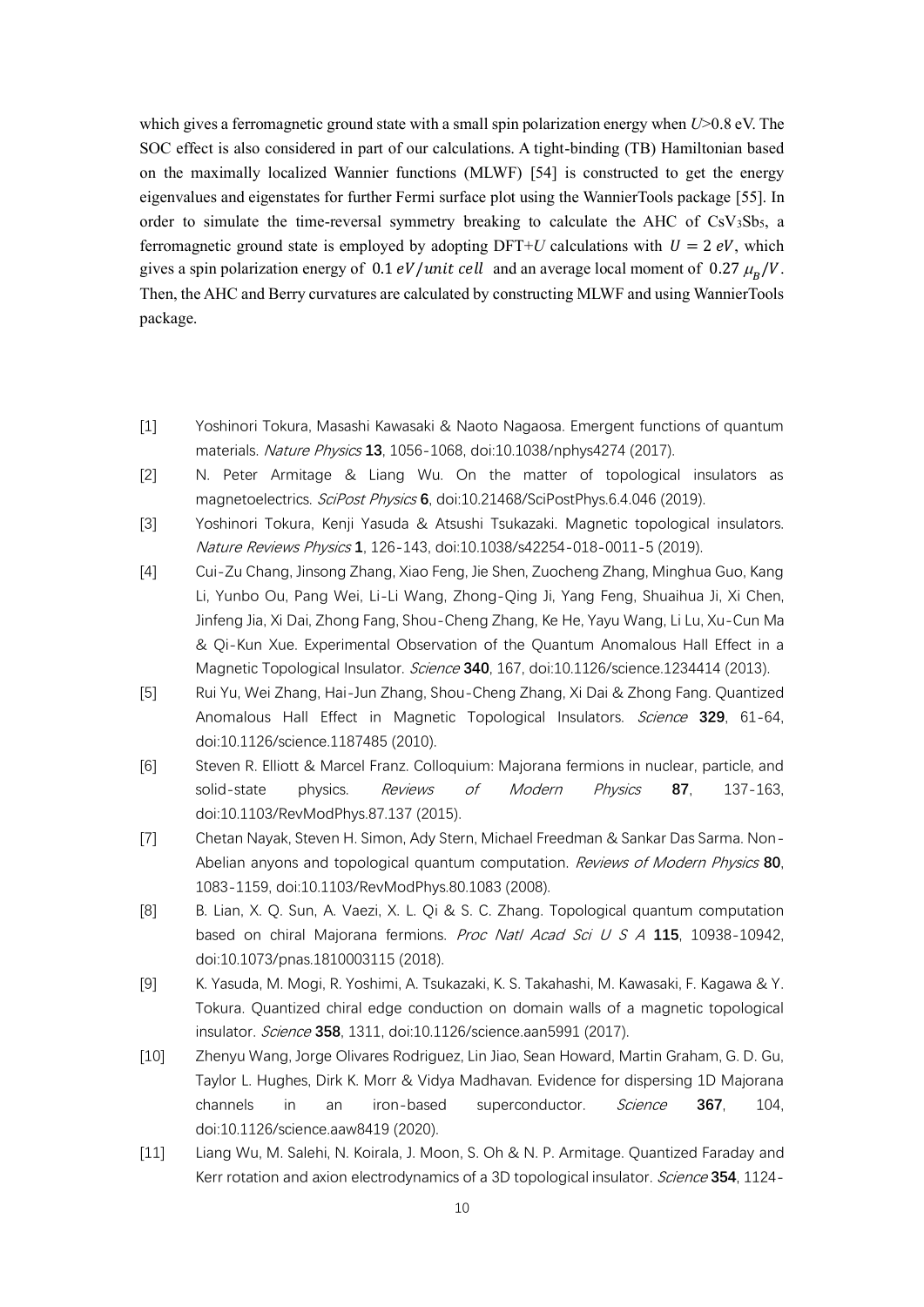which gives a ferromagnetic ground state with a small spin polarization energy when $U$>0.8 eV. The SOC effect is also considered in part of our calculations. A tight-binding (TB) Hamiltonian based on the maximally localized Wannier functions (MLWF) [54] is constructed to get the energy eigenvalues and eigenstates for further Fermi surface plot using the WannierTools package [55]. In order to simulate the time-reversal symmetry breaking to calculate the AHC of $CsV_3Sb_5$, a ferromagnetic ground state is employed by adopting DFT+$U$ calculations with $U = 2\ eV$, which gives a spin polarization energy of $0.1\ eV/unit\ cell$ and an average local moment of $0.27\ \mu_B/V$. Then, the AHC and Berry curvatures are calculated by constructing MLWF and using WannierTools package.

[1] Yoshinori Tokura, Masashi Kawasaki & Naoto Nagaosa. Emergent functions of quantum materials. *Nature Physics* **13**, 1056-1068, doi:10.1038/nphys4274 (2017).

[2] N. Peter Armitage & Liang Wu. On the matter of topological insulators as magnetoelectrics. *SciPost Physics* **6**, doi:10.21468/SciPostPhys.6.4.046 (2019).

[3] Yoshinori Tokura, Kenji Yasuda & Atsushi Tsukazaki. Magnetic topological insulators. *Nature Reviews Physics* **1**, 126-143, doi:10.1038/s42254-018-0011-5 (2019).

[4] Cui-Zu Chang, Jinsong Zhang, Xiao Feng, Jie Shen, Zuocheng Zhang, Minghua Guo, Kang Li, Yunbo Ou, Pang Wei, Li-Li Wang, Zhong-Qing Ji, Yang Feng, Shuaihua Ji, Xi Chen, Jinfeng Jia, Xi Dai, Zhong Fang, Shou-Cheng Zhang, Ke He, Yayu Wang, Li Lu, Xu-Cun Ma & Qi-Kun Xue. Experimental Observation of the Quantum Anomalous Hall Effect in a Magnetic Topological Insulator. *Science* **340**, 167, doi:10.1126/science.1234414 (2013).

[5] Rui Yu, Wei Zhang, Hai-Jun Zhang, Shou-Cheng Zhang, Xi Dai & Zhong Fang. Quantized Anomalous Hall Effect in Magnetic Topological Insulators. *Science* **329**, 61-64, doi:10.1126/science.1187485 (2010).

[6] Steven R. Elliott & Marcel Franz. Colloquium: Majorana fermions in nuclear, particle, and solid-state physics. *Reviews of Modern Physics* **87**, 137-163, doi:10.1103/RevModPhys.87.137 (2015).

[7] Chetan Nayak, Steven H. Simon, Ady Stern, Michael Freedman & Sankar Das Sarma. Non-Abelian anyons and topological quantum computation. *Reviews of Modern Physics* **80**, 1083-1159, doi:10.1103/RevModPhys.80.1083 (2008).

[8] B. Lian, X. Q. Sun, A. Vaezi, X. L. Qi & S. C. Zhang. Topological quantum computation based on chiral Majorana fermions. *Proc Natl Acad Sci U S A* **115**, 10938-10942, doi:10.1073/pnas.1810003115 (2018).

[9] K. Yasuda, M. Mogi, R. Yoshimi, A. Tsukazaki, K. S. Takahashi, M. Kawasaki, F. Kagawa & Y. Tokura. Quantized chiral edge conduction on domain walls of a magnetic topological insulator. *Science* **358**, 1311, doi:10.1126/science.aan5991 (2017).

[10] Zhenyu Wang, Jorge Olivares Rodriguez, Lin Jiao, Sean Howard, Martin Graham, G. D. Gu, Taylor L. Hughes, Dirk K. Morr & Vidya Madhavan. Evidence for dispersing 1D Majorana channels in an iron-based superconductor. *Science* **367**, 104, doi:10.1126/science.aaw8419 (2020).

[11] Liang Wu, M. Salehi, N. Koirala, J. Moon, S. Oh & N. P. Armitage. Quantized Faraday and Kerr rotation and axion electrodynamics of a 3D topological insulator. *Science* **354**, 1124-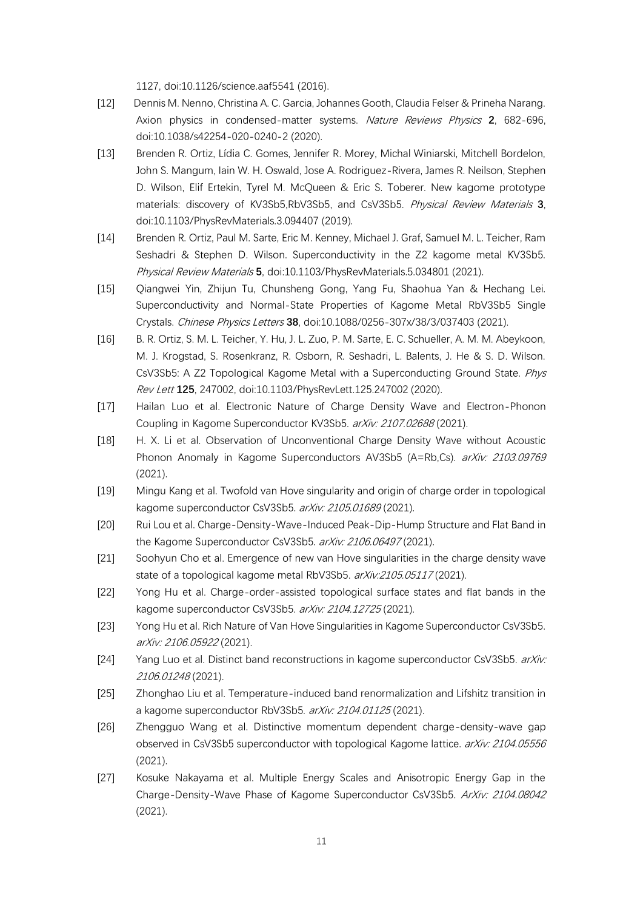1127, doi:10.1126/science.aaf5541 (2016).

[12] Dennis M. Nenno, Christina A. C. Garcia, Johannes Gooth, Claudia Felser & Prineha Narang. Axion physics in condensed-matter systems. *Nature Reviews Physics* **2**, 682-696, doi:10.1038/s42254-020-0240-2 (2020).

[13] Brenden R. Ortiz, Lídia C. Gomes, Jennifer R. Morey, Michal Winiarski, Mitchell Bordelon, John S. Mangum, Iain W. H. Oswald, Jose A. Rodriguez-Rivera, James R. Neilson, Stephen D. Wilson, Elif Ertekin, Tyrel M. McQueen & Eric S. Toberer. New kagome prototype materials: discovery of KV3Sb5,RbV3Sb5, and CsV3Sb5. *Physical Review Materials* **3**, doi:10.1103/PhysRevMaterials.3.094407 (2019).

[14] Brenden R. Ortiz, Paul M. Sarte, Eric M. Kenney, Michael J. Graf, Samuel M. L. Teicher, Ram Seshadri & Stephen D. Wilson. Superconductivity in the Z2 kagome metal KV3Sb5. *Physical Review Materials* **5**, doi:10.1103/PhysRevMaterials.5.034801 (2021).

[15] Qiangwei Yin, Zhijun Tu, Chunsheng Gong, Yang Fu, Shaohua Yan & Hechang Lei. Superconductivity and Normal-State Properties of Kagome Metal RbV3Sb5 Single Crystals. *Chinese Physics Letters* **38**, doi:10.1088/0256-307x/38/3/037403 (2021).

[16] B. R. Ortiz, S. M. L. Teicher, Y. Hu, J. L. Zuo, P. M. Sarte, E. C. Schueller, A. M. M. Abeykoon, M. J. Krogstad, S. Rosenkranz, R. Osborn, R. Seshadri, L. Balents, J. He & S. D. Wilson. CsV3Sb5: A Z2 Topological Kagome Metal with a Superconducting Ground State. *Phys Rev Lett* **125**, 247002, doi:10.1103/PhysRevLett.125.247002 (2020).

[17] Hailan Luo et al. Electronic Nature of Charge Density Wave and Electron-Phonon Coupling in Kagome Superconductor KV3Sb5. *arXiv: 2107.02688* (2021).

[18] H. X. Li et al. Observation of Unconventional Charge Density Wave without Acoustic Phonon Anomaly in Kagome Superconductors AV3Sb5 (A=Rb,Cs). *arXiv: 2103.09769* (2021).

[19] Mingu Kang et al. Twofold van Hove singularity and origin of charge order in topological kagome superconductor CsV3Sb5. *arXiv: 2105.01689* (2021).

[20] Rui Lou et al. Charge-Density-Wave-Induced Peak-Dip-Hump Structure and Flat Band in the Kagome Superconductor CsV3Sb5. *arXiv: 2106.06497* (2021).

[21] Soohyun Cho et al. Emergence of new van Hove singularities in the charge density wave state of a topological kagome metal RbV3Sb5. *arXiv:2105.05117* (2021).

[22] Yong Hu et al. Charge-order-assisted topological surface states and flat bands in the kagome superconductor CsV3Sb5. *arXiv: 2104.12725* (2021).

[23] Yong Hu et al. Rich Nature of Van Hove Singularities in Kagome Superconductor CsV3Sb5. *arXiv: 2106.05922* (2021).

[24] Yang Luo et al. Distinct band reconstructions in kagome superconductor CsV3Sb5. *arXiv: 2106.01248* (2021).

[25] Zhonghao Liu et al. Temperature-induced band renormalization and Lifshitz transition in a kagome superconductor RbV3Sb5. *arXiv: 2104.01125* (2021).

[26] Zhengguo Wang et al. Distinctive momentum dependent charge-density-wave gap observed in CsV3Sb5 superconductor with topological Kagome lattice. *arXiv: 2104.05556* (2021).

[27] Kosuke Nakayama et al. Multiple Energy Scales and Anisotropic Energy Gap in the Charge-Density-Wave Phase of Kagome Superconductor CsV3Sb5. *ArXiv: 2104.08042* (2021).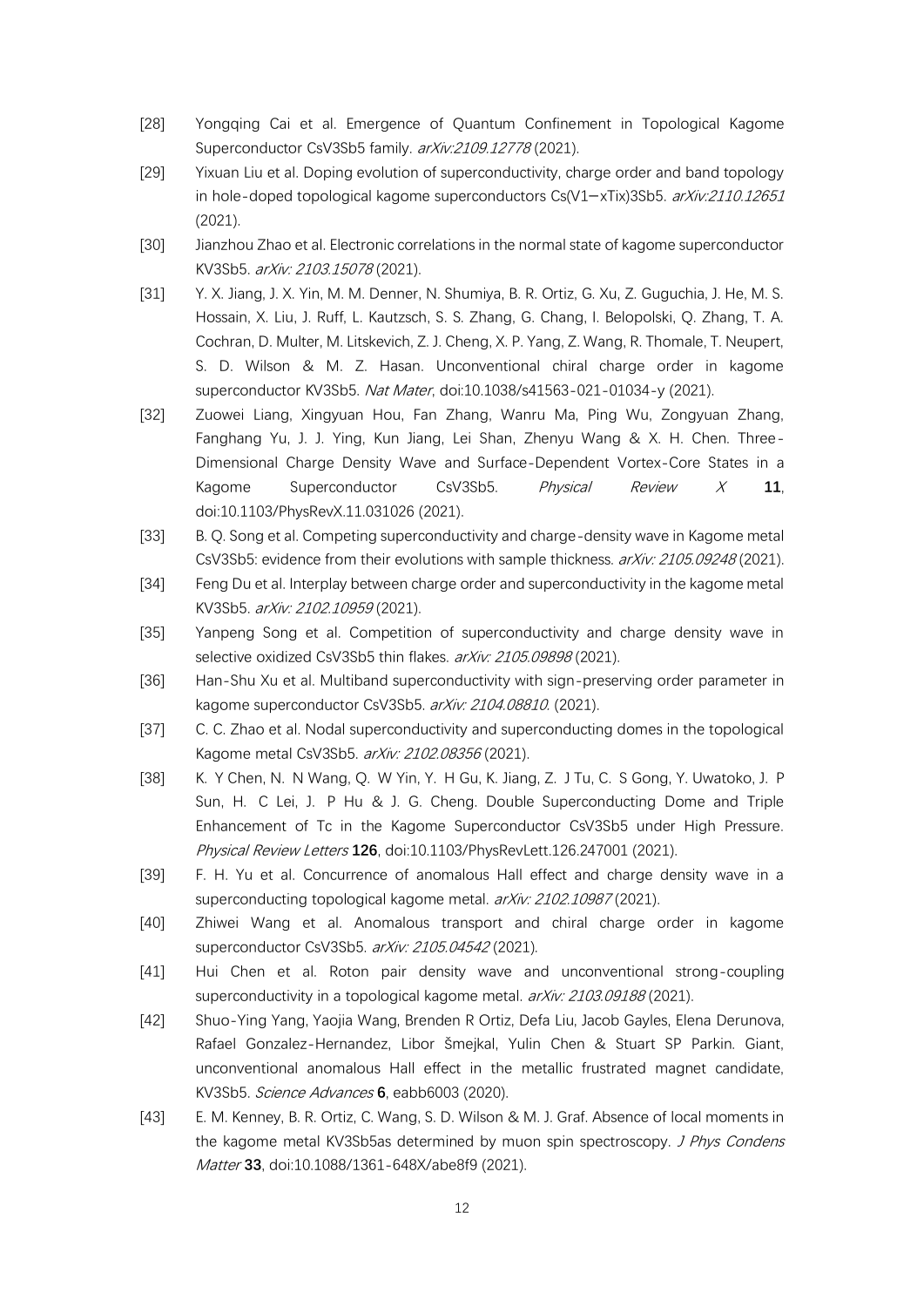[28] Yongqing Cai et al. Emergence of Quantum Confinement in Topological Kagome Superconductor CsV3Sb5 family. *arXiv:2109.12778* (2021).

[29] Yixuan Liu et al. Doping evolution of superconductivity, charge order and band topology in hole-doped topological kagome superconductors Cs(V1−xTix)3Sb5. *arXiv:2110.12651* (2021).

[30] Jianzhou Zhao et al. Electronic correlations in the normal state of kagome superconductor KV3Sb5. *arXiv: 2103.15078* (2021).

[31] Y. X. Jiang, J. X. Yin, M. M. Denner, N. Shumiya, B. R. Ortiz, G. Xu, Z. Guguchia, J. He, M. S. Hossain, X. Liu, J. Ruff, L. Kautzsch, S. S. Zhang, G. Chang, I. Belopolski, Q. Zhang, T. A. Cochran, D. Multer, M. Litskevich, Z. J. Cheng, X. P. Yang, Z. Wang, R. Thomale, T. Neupert, S. D. Wilson & M. Z. Hasan. Unconventional chiral charge order in kagome superconductor KV3Sb5. *Nat Mater*, doi:10.1038/s41563-021-01034-y (2021).

[32] Zuowei Liang, Xingyuan Hou, Fan Zhang, Wanru Ma, Ping Wu, Zongyuan Zhang, Fanghang Yu, J. J. Ying, Kun Jiang, Lei Shan, Zhenyu Wang & X. H. Chen. Three-Dimensional Charge Density Wave and Surface-Dependent Vortex-Core States in a Kagome Superconductor CsV3Sb5. *Physical Review X* **11**, doi:10.1103/PhysRevX.11.031026 (2021).

[33] B. Q. Song et al. Competing superconductivity and charge-density wave in Kagome metal CsV3Sb5: evidence from their evolutions with sample thickness. *arXiv: 2105.09248* (2021).

[34] Feng Du et al. Interplay between charge order and superconductivity in the kagome metal KV3Sb5. *arXiv: 2102.10959* (2021).

[35] Yanpeng Song et al. Competition of superconductivity and charge density wave in selective oxidized CsV3Sb5 thin flakes. *arXiv: 2105.09898* (2021).

[36] Han-Shu Xu et al. Multiband superconductivity with sign-preserving order parameter in kagome superconductor CsV3Sb5. *arXiv: 2104.08810.* (2021).

[37] C. C. Zhao et al. Nodal superconductivity and superconducting domes in the topological Kagome metal CsV3Sb5. *arXiv: 2102.08356* (2021).

[38] K. Y Chen, N. N Wang, Q. W Yin, Y. H Gu, K. Jiang, Z. J Tu, C. S Gong, Y. Uwatoko, J. P Sun, H. C Lei, J. P Hu & J. G. Cheng. Double Superconducting Dome and Triple Enhancement of Tc in the Kagome Superconductor CsV3Sb5 under High Pressure. *Physical Review Letters* **126**, doi:10.1103/PhysRevLett.126.247001 (2021).

[39] F. H. Yu et al. Concurrence of anomalous Hall effect and charge density wave in a superconducting topological kagome metal. *arXiv: 2102.10987* (2021).

[40] Zhiwei Wang et al. Anomalous transport and chiral charge order in kagome superconductor CsV3Sb5. *arXiv: 2105.04542* (2021).

[41] Hui Chen et al. Roton pair density wave and unconventional strong-coupling superconductivity in a topological kagome metal. *arXiv: 2103.09188* (2021).

[42] Shuo-Ying Yang, Yaojia Wang, Brenden R Ortiz, Defa Liu, Jacob Gayles, Elena Derunova, Rafael Gonzalez-Hernandez, Libor Šmejkal, Yulin Chen & Stuart SP Parkin. Giant, unconventional anomalous Hall effect in the metallic frustrated magnet candidate, KV3Sb5. *Science Advances* **6**, eabb6003 (2020).

[43] E. M. Kenney, B. R. Ortiz, C. Wang, S. D. Wilson & M. J. Graf. Absence of local moments in the kagome metal KV3Sb5as determined by muon spin spectroscopy. *J Phys Condens Matter* **33**, doi:10.1088/1361-648X/abe8f9 (2021).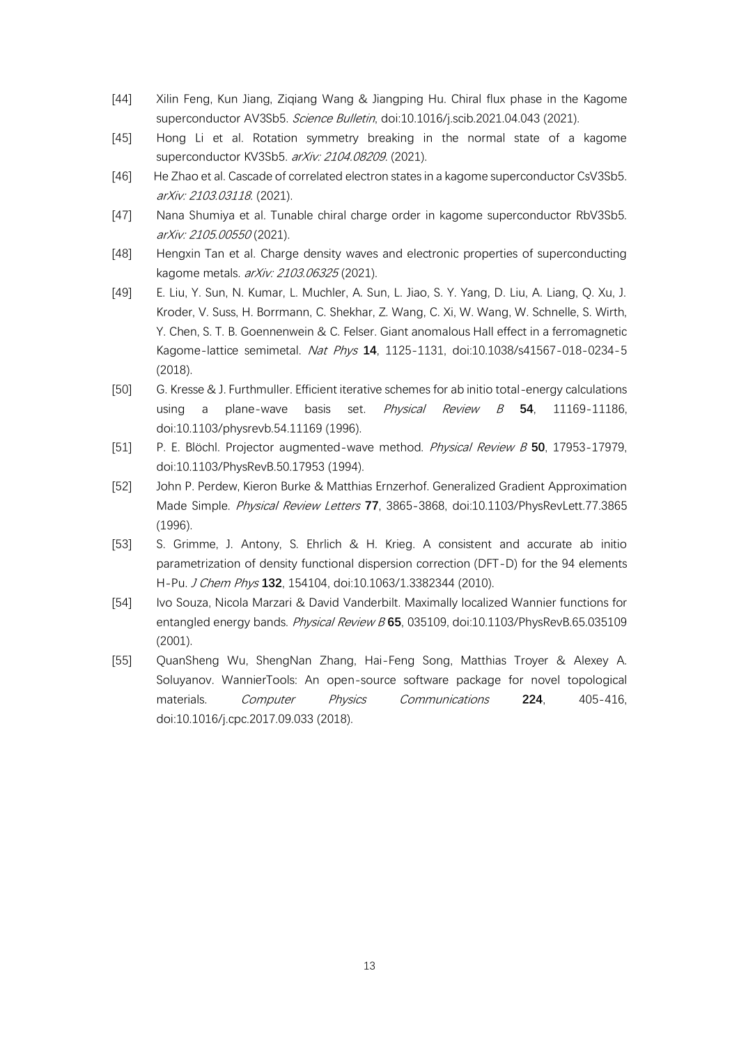[44] Xilin Feng, Kun Jiang, Ziqiang Wang & Jiangping Hu. Chiral flux phase in the Kagome superconductor AV3Sb5. *Science Bulletin*, doi:10.1016/j.scib.2021.04.043 (2021).

[45] Hong Li et al. Rotation symmetry breaking in the normal state of a kagome superconductor KV3Sb5. *arXiv: 2104.08209*. (2021).

[46] He Zhao et al. Cascade of correlated electron states in a kagome superconductor CsV3Sb5. *arXiv: 2103.03118*. (2021).

[47] Nana Shumiya et al. Tunable chiral charge order in kagome superconductor RbV3Sb5. *arXiv: 2105.00550* (2021).

[48] Hengxin Tan et al. Charge density waves and electronic properties of superconducting kagome metals. *arXiv: 2103.06325* (2021).

[49] E. Liu, Y. Sun, N. Kumar, L. Muchler, A. Sun, L. Jiao, S. Y. Yang, D. Liu, A. Liang, Q. Xu, J. Kroder, V. Suss, H. Borrmann, C. Shekhar, Z. Wang, C. Xi, W. Wang, W. Schnelle, S. Wirth, Y. Chen, S. T. B. Goennenwein & C. Felser. Giant anomalous Hall effect in a ferromagnetic Kagome-lattice semimetal. *Nat Phys* **14**, 1125-1131, doi:10.1038/s41567-018-0234-5 (2018).

[50] G. Kresse & J. Furthmuller. Efficient iterative schemes for ab initio total-energy calculations using a plane-wave basis set. *Physical Review B* **54**, 11169-11186, doi:10.1103/physrevb.54.11169 (1996).

[51] P. E. Blöchl. Projector augmented-wave method. *Physical Review B* **50**, 17953-17979, doi:10.1103/PhysRevB.50.17953 (1994).

[52] John P. Perdew, Kieron Burke & Matthias Ernzerhof. Generalized Gradient Approximation Made Simple. *Physical Review Letters* **77**, 3865-3868, doi:10.1103/PhysRevLett.77.3865 (1996).

[53] S. Grimme, J. Antony, S. Ehrlich & H. Krieg. A consistent and accurate ab initio parametrization of density functional dispersion correction (DFT-D) for the 94 elements H-Pu. *J Chem Phys* **132**, 154104, doi:10.1063/1.3382344 (2010).

[54] Ivo Souza, Nicola Marzari & David Vanderbilt. Maximally localized Wannier functions for entangled energy bands. *Physical Review B* **65**, 035109, doi:10.1103/PhysRevB.65.035109 (2001).

[55] QuanSheng Wu, ShengNan Zhang, Hai-Feng Song, Matthias Troyer & Alexey A. Soluyanov. WannierTools: An open-source software package for novel topological materials. *Computer Physics Communications* **224**, 405-416, doi:10.1016/j.cpc.2017.09.033 (2018).